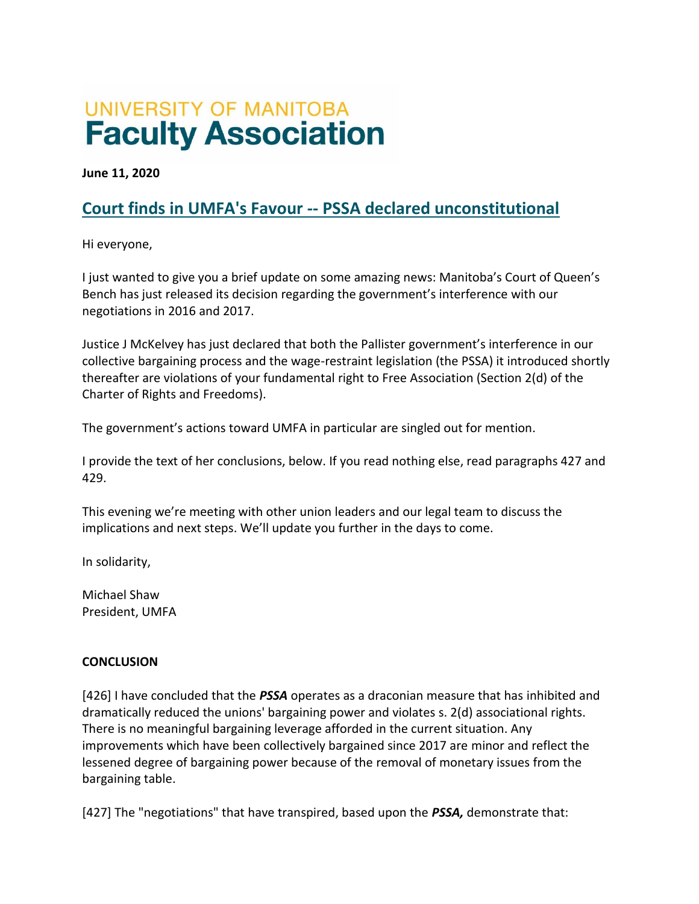UNIVERSITY OF MANITOBA
**Faculty Association**

**June 11, 2020**

## Court finds in UMFA's Favour -- PSSA declared unconstitutional

Hi everyone,

I just wanted to give you a brief update on some amazing news: Manitoba's Court of Queen's Bench has just released its decision regarding the government's interference with our negotiations in 2016 and 2017.

Justice J McKelvey has just declared that both the Pallister government's interference in our collective bargaining process and the wage-restraint legislation (the PSSA) it introduced shortly thereafter are violations of your fundamental right to Free Association (Section 2(d) of the Charter of Rights and Freedoms).

The government's actions toward UMFA in particular are singled out for mention.

I provide the text of her conclusions, below. If you read nothing else, read paragraphs 427 and 429.

This evening we're meeting with other union leaders and our legal team to discuss the implications and next steps. We'll update you further in the days to come.

In solidarity,

Michael Shaw
President, UMFA

**CONCLUSION**

[426] I have concluded that the ***PSSA*** operates as a draconian measure that has inhibited and dramatically reduced the unions' bargaining power and violates s. 2(d) associational rights. There is no meaningful bargaining leverage afforded in the current situation. Any improvements which have been collectively bargained since 2017 are minor and reflect the lessened degree of bargaining power because of the removal of monetary issues from the bargaining table.

[427] The "negotiations" that have transpired, based upon the ***PSSA,*** demonstrate that: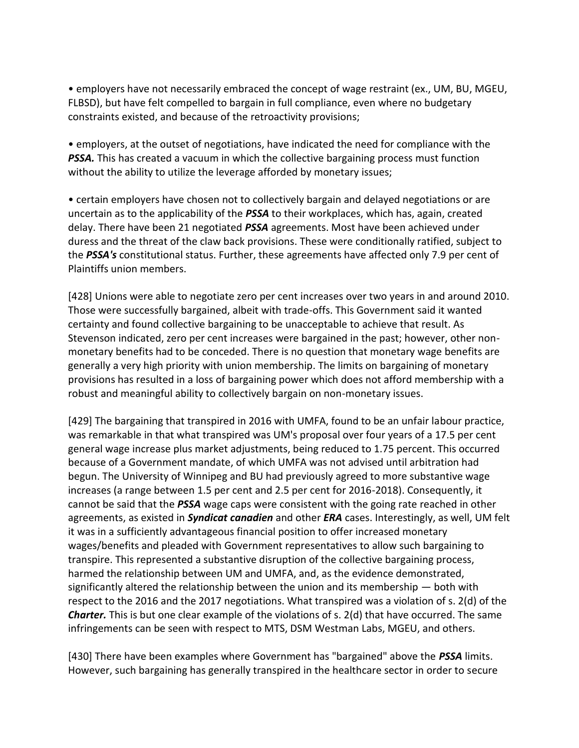• employers have not necessarily embraced the concept of wage restraint (ex., UM, BU, MGEU, FLBSD), but have felt compelled to bargain in full compliance, even where no budgetary constraints existed, and because of the retroactivity provisions;

• employers, at the outset of negotiations, have indicated the need for compliance with the ***PSSA.*** This has created a vacuum in which the collective bargaining process must function without the ability to utilize the leverage afforded by monetary issues;

• certain employers have chosen not to collectively bargain and delayed negotiations or are uncertain as to the applicability of the ***PSSA*** to their workplaces, which has, again, created delay. There have been 21 negotiated ***PSSA*** agreements. Most have been achieved under duress and the threat of the claw back provisions. These were conditionally ratified, subject to the ***PSSA's*** constitutional status. Further, these agreements have affected only 7.9 per cent of Plaintiffs union members.

[428] Unions were able to negotiate zero per cent increases over two years in and around 2010. Those were successfully bargained, albeit with trade-offs. This Government said it wanted certainty and found collective bargaining to be unacceptable to achieve that result. As Stevenson indicated, zero per cent increases were bargained in the past; however, other non-monetary benefits had to be conceded. There is no question that monetary wage benefits are generally a very high priority with union membership. The limits on bargaining of monetary provisions has resulted in a loss of bargaining power which does not afford membership with a robust and meaningful ability to collectively bargain on non-monetary issues.

[429] The bargaining that transpired in 2016 with UMFA, found to be an unfair labour practice, was remarkable in that what transpired was UM's proposal over four years of a 17.5 per cent general wage increase plus market adjustments, being reduced to 1.75 percent. This occurred because of a Government mandate, of which UMFA was not advised until arbitration had begun. The University of Winnipeg and BU had previously agreed to more substantive wage increases (a range between 1.5 per cent and 2.5 per cent for 2016-2018). Consequently, it cannot be said that the ***PSSA*** wage caps were consistent with the going rate reached in other agreements, as existed in ***Syndicat canadien*** and other ***ERA*** cases. Interestingly, as well, UM felt it was in a sufficiently advantageous financial position to offer increased monetary wages/benefits and pleaded with Government representatives to allow such bargaining to transpire. This represented a substantive disruption of the collective bargaining process, harmed the relationship between UM and UMFA, and, as the evidence demonstrated, significantly altered the relationship between the union and its membership — both with respect to the 2016 and the 2017 negotiations. What transpired was a violation of s. 2(d) of the ***Charter.*** This is but one clear example of the violations of s. 2(d) that have occurred. The same infringements can be seen with respect to MTS, DSM Westman Labs, MGEU, and others.

[430] There have been examples where Government has "bargained" above the ***PSSA*** limits. However, such bargaining has generally transpired in the healthcare sector in order to secure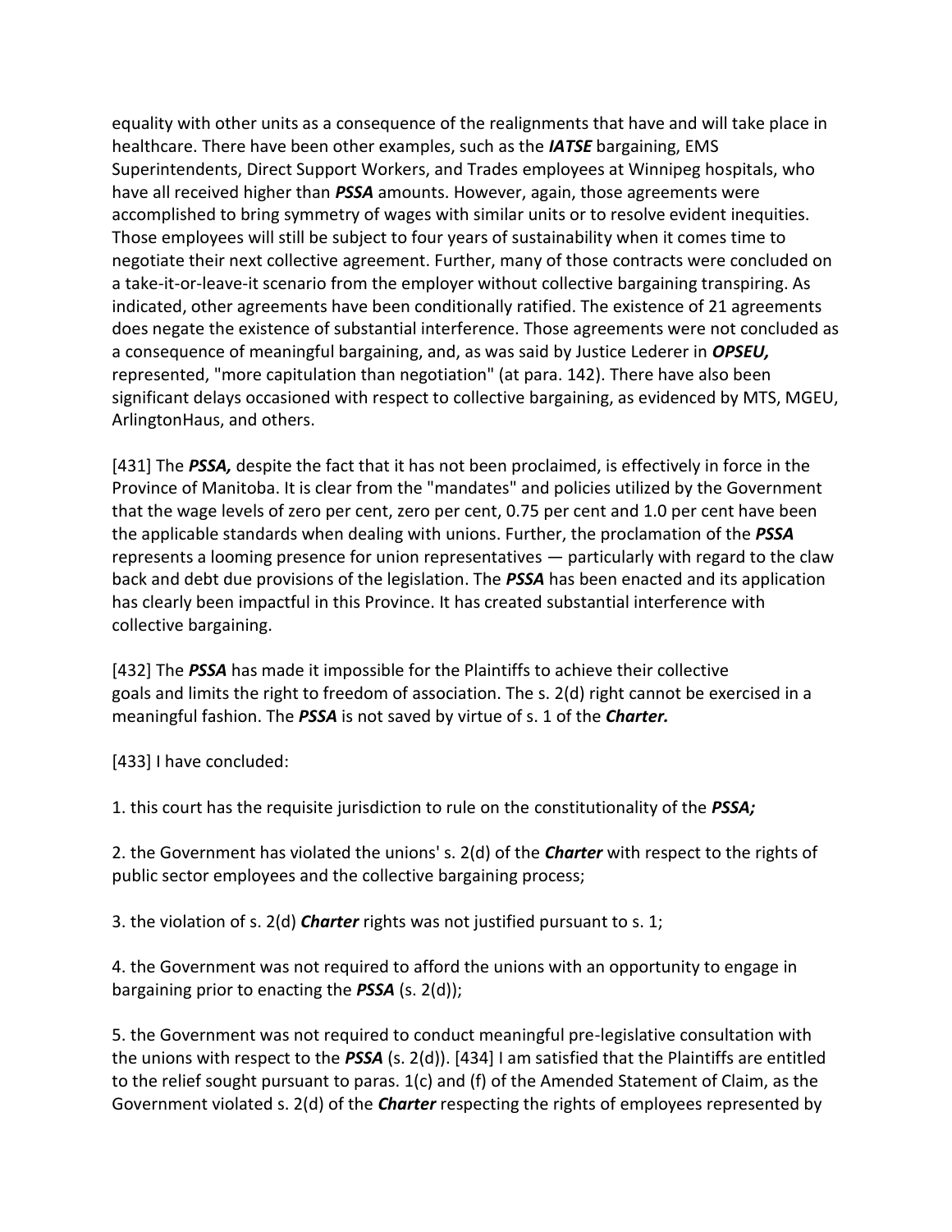equality with other units as a consequence of the realignments that have and will take place in healthcare. There have been other examples, such as the ***IATSE*** bargaining, EMS Superintendents, Direct Support Workers, and Trades employees at Winnipeg hospitals, who have all received higher than ***PSSA*** amounts. However, again, those agreements were accomplished to bring symmetry of wages with similar units or to resolve evident inequities. Those employees will still be subject to four years of sustainability when it comes time to negotiate their next collective agreement. Further, many of those contracts were concluded on a take-it-or-leave-it scenario from the employer without collective bargaining transpiring. As indicated, other agreements have been conditionally ratified. The existence of 21 agreements does negate the existence of substantial interference. Those agreements were not concluded as a consequence of meaningful bargaining, and, as was said by Justice Lederer in ***OPSEU,*** represented, "more capitulation than negotiation" (at para. 142). There have also been significant delays occasioned with respect to collective bargaining, as evidenced by MTS, MGEU, ArlingtonHaus, and others.

[431] The ***PSSA,*** despite the fact that it has not been proclaimed, is effectively in force in the Province of Manitoba. It is clear from the "mandates" and policies utilized by the Government that the wage levels of zero per cent, zero per cent, 0.75 per cent and 1.0 per cent have been the applicable standards when dealing with unions. Further, the proclamation of the ***PSSA*** represents a looming presence for union representatives — particularly with regard to the claw back and debt due provisions of the legislation. The ***PSSA*** has been enacted and its application has clearly been impactful in this Province. It has created substantial interference with collective bargaining.

[432] The ***PSSA*** has made it impossible for the Plaintiffs to achieve their collective goals and limits the right to freedom of association. The s. 2(d) right cannot be exercised in a meaningful fashion. The ***PSSA*** is not saved by virtue of s. 1 of the ***Charter.***

[433] I have concluded:

1. this court has the requisite jurisdiction to rule on the constitutionality of the ***PSSA;***

2. the Government has violated the unions' s. 2(d) of the ***Charter*** with respect to the rights of public sector employees and the collective bargaining process;

3. the violation of s. 2(d) ***Charter*** rights was not justified pursuant to s. 1;

4. the Government was not required to afford the unions with an opportunity to engage in bargaining prior to enacting the ***PSSA*** (s. 2(d));

5. the Government was not required to conduct meaningful pre-legislative consultation with the unions with respect to the ***PSSA*** (s. 2(d)). [434] I am satisfied that the Plaintiffs are entitled to the relief sought pursuant to paras. 1(c) and (f) of the Amended Statement of Claim, as the Government violated s. 2(d) of the ***Charter*** respecting the rights of employees represented by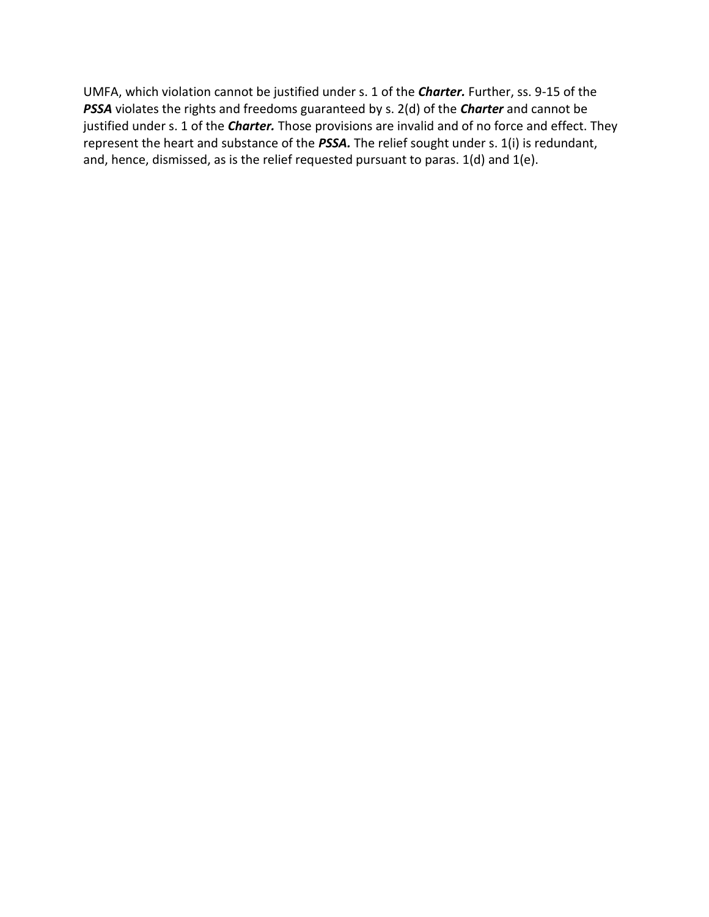UMFA, which violation cannot be justified under s. 1 of the ***Charter.*** Further, ss. 9-15 of the ***PSSA*** violates the rights and freedoms guaranteed by s. 2(d) of the ***Charter*** and cannot be justified under s. 1 of the ***Charter.*** Those provisions are invalid and of no force and effect. They represent the heart and substance of the ***PSSA.*** The relief sought under s. 1(i) is redundant, and, hence, dismissed, as is the relief requested pursuant to paras. 1(d) and 1(e).